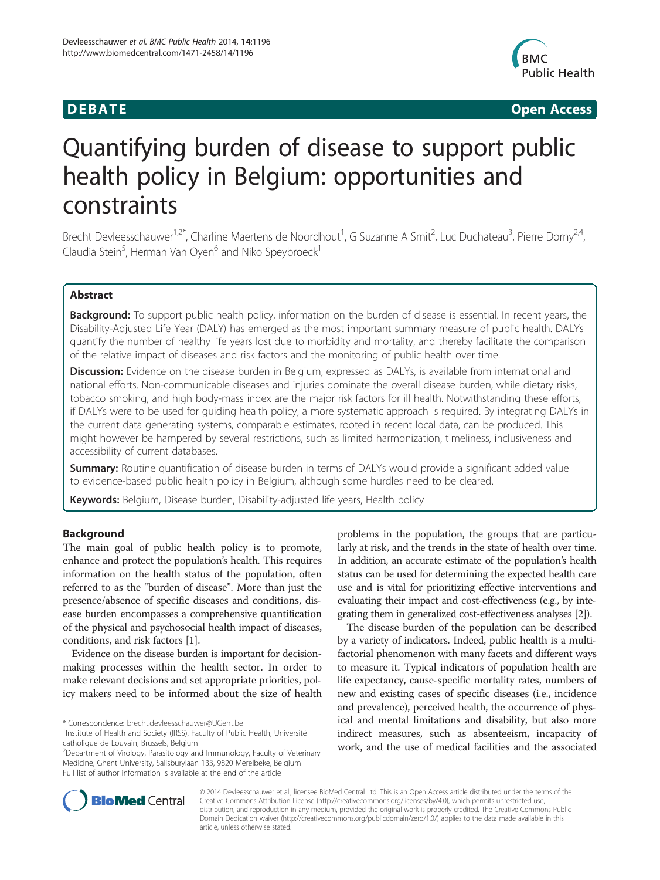**DEBATE** **Open Access**

# Quantifying burden of disease to support public health policy in Belgium: opportunities and constraints

Brecht Devleesschauwer[1,2*], Charline Maertens de Noordhout[1], G Suzanne A Smit[2], Luc Duchateau[3], Pierre Dorny[2,4], Claudia Stein[5], Herman Van Oyen[6] and Niko Speybroeck[1]

## Abstract

**Background:** To support public health policy, information on the burden of disease is essential. In recent years, the Disability-Adjusted Life Year (DALY) has emerged as the most important summary measure of public health. DALYs quantify the number of healthy life years lost due to morbidity and mortality, and thereby facilitate the comparison of the relative impact of diseases and risk factors and the monitoring of public health over time.

**Discussion:** Evidence on the disease burden in Belgium, expressed as DALYs, is available from international and national efforts. Non-communicable diseases and injuries dominate the overall disease burden, while dietary risks, tobacco smoking, and high body-mass index are the major risk factors for ill health. Notwithstanding these efforts, if DALYs were to be used for guiding health policy, a more systematic approach is required. By integrating DALYs in the current data generating systems, comparable estimates, rooted in recent local data, can be produced. This might however be hampered by several restrictions, such as limited harmonization, timeliness, inclusiveness and accessibility of current databases.

**Summary:** Routine quantification of disease burden in terms of DALYs would provide a significant added value to evidence-based public health policy in Belgium, although some hurdles need to be cleared.

**Keywords:** Belgium, Disease burden, Disability-adjusted life years, Health policy

## Background

The main goal of public health policy is to promote, enhance and protect the population's health. This requires information on the health status of the population, often referred to as the "burden of disease". More than just the presence/absence of specific diseases and conditions, disease burden encompasses a comprehensive quantification of the physical and psychosocial health impact of diseases, conditions, and risk factors [1].

Evidence on the disease burden is important for decision-making processes within the health sector. In order to make relevant decisions and set appropriate priorities, policy makers need to be informed about the size of health problems in the population, the groups that are particularly at risk, and the trends in the state of health over time. In addition, an accurate estimate of the population's health status can be used for determining the expected health care use and is vital for prioritizing effective interventions and evaluating their impact and cost-effectiveness (e.g., by integrating them in generalized cost-effectiveness analyses [2]).

The disease burden of the population can be described by a variety of indicators. Indeed, public health is a multifactorial phenomenon with many facets and different ways to measure it. Typical indicators of population health are life expectancy, cause-specific mortality rates, numbers of new and existing cases of specific diseases (i.e., incidence and prevalence), perceived health, the occurrence of physical and mental limitations and disability, but also more indirect measures, such as absenteeism, incapacity of work, and the use of medical facilities and the associated

\* Correspondence: brecht.devleesschauwer@UGent.be
[1]Institute of Health and Society (IRSS), Faculty of Public Health, Université catholique de Louvain, Brussels, Belgium
[2]Department of Virology, Parasitology and Immunology, Faculty of Veterinary Medicine, Ghent University, Salisburylaan 133, 9820 Merelbeke, Belgium
Full list of author information is available at the end of the article

© 2014 Devleesschauwer et al.; licensee BioMed Central Ltd. This is an Open Access article distributed under the terms of the Creative Commons Attribution License (http://creativecommons.org/licenses/by/4.0), which permits unrestricted use, distribution, and reproduction in any medium, provided the original work is properly credited. The Creative Commons Public Domain Dedication waiver (http://creativecommons.org/publicdomain/zero/1.0/) applies to the data made available in this article, unless otherwise stated.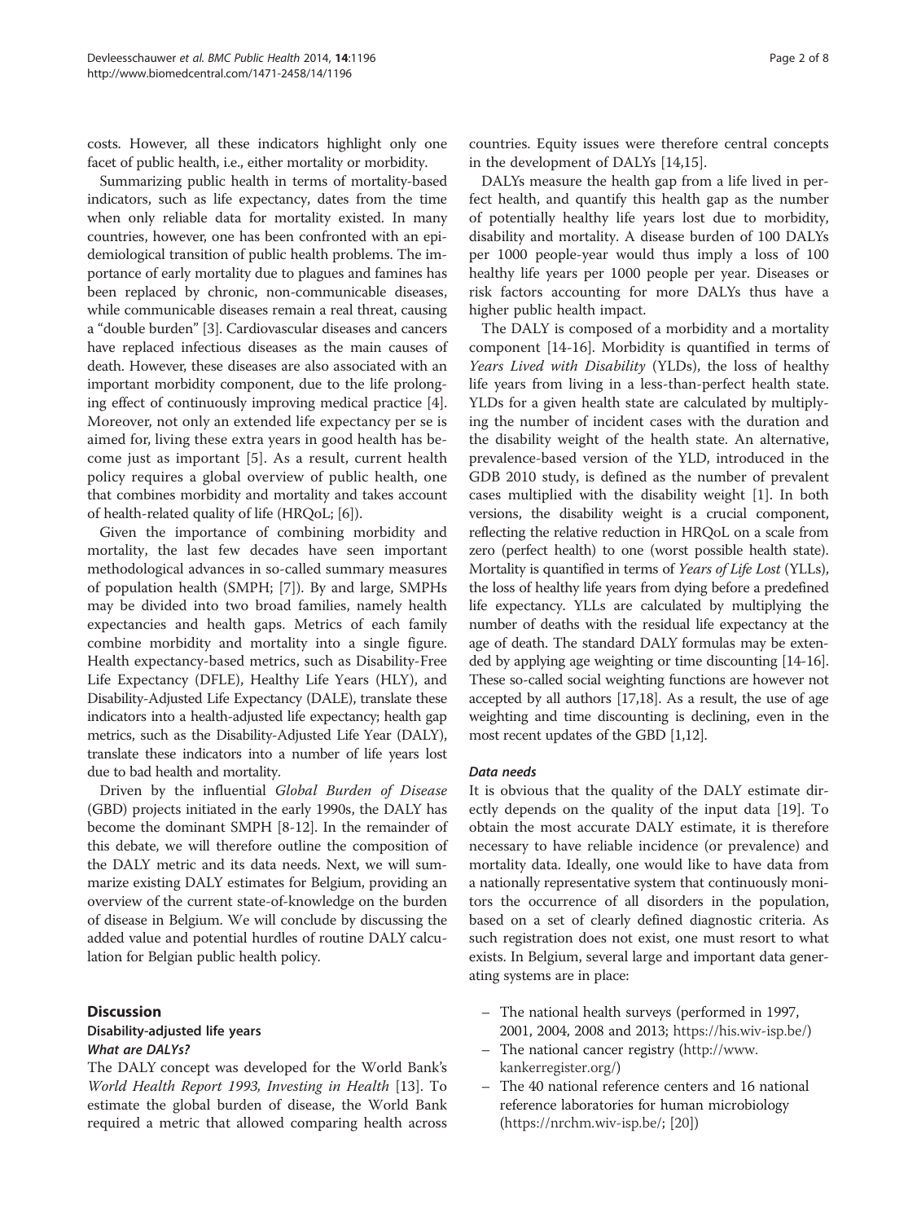costs. However, all these indicators highlight only one facet of public health, i.e., either mortality or morbidity.

Summarizing public health in terms of mortality-based indicators, such as life expectancy, dates from the time when only reliable data for mortality existed. In many countries, however, one has been confronted with an epidemiological transition of public health problems. The importance of early mortality due to plagues and famines has been replaced by chronic, non-communicable diseases, while communicable diseases remain a real threat, causing a "double burden" [3]. Cardiovascular diseases and cancers have replaced infectious diseases as the main causes of death. However, these diseases are also associated with an important morbidity component, due to the life prolonging effect of continuously improving medical practice [4]. Moreover, not only an extended life expectancy per se is aimed for, living these extra years in good health has become just as important [5]. As a result, current health policy requires a global overview of public health, one that combines morbidity and mortality and takes account of health-related quality of life (HRQoL; [6]).

Given the importance of combining morbidity and mortality, the last few decades have seen important methodological advances in so-called summary measures of population health (SMPH; [7]). By and large, SMPHs may be divided into two broad families, namely health expectancies and health gaps. Metrics of each family combine morbidity and mortality into a single figure. Health expectancy-based metrics, such as Disability-Free Life Expectancy (DFLE), Healthy Life Years (HLY), and Disability-Adjusted Life Expectancy (DALE), translate these indicators into a health-adjusted life expectancy; health gap metrics, such as the Disability-Adjusted Life Year (DALY), translate these indicators into a number of life years lost due to bad health and mortality.

Driven by the influential *Global Burden of Disease* (GBD) projects initiated in the early 1990s, the DALY has become the dominant SMPH [8-12]. In the remainder of this debate, we will therefore outline the composition of the DALY metric and its data needs. Next, we will summarize existing DALY estimates for Belgium, providing an overview of the current state-of-knowledge on the burden of disease in Belgium. We will conclude by discussing the added value and potential hurdles of routine DALY calculation for Belgian public health policy.

## Discussion

### Disability-adjusted life years

#### *What are DALYs?*

The DALY concept was developed for the World Bank's *World Health Report 1993, Investing in Health* [13]. To estimate the global burden of disease, the World Bank required a metric that allowed comparing health across countries. Equity issues were therefore central concepts in the development of DALYs [14,15].

DALYs measure the health gap from a life lived in perfect health, and quantify this health gap as the number of potentially healthy life years lost due to morbidity, disability and mortality. A disease burden of 100 DALYs per 1000 people-year would thus imply a loss of 100 healthy life years per 1000 people per year. Diseases or risk factors accounting for more DALYs thus have a higher public health impact.

The DALY is composed of a morbidity and a mortality component [14-16]. Morbidity is quantified in terms of *Years Lived with Disability* (YLDs), the loss of healthy life years from living in a less-than-perfect health state. YLDs for a given health state are calculated by multiplying the number of incident cases with the duration and the disability weight of the health state. An alternative, prevalence-based version of the YLD, introduced in the GDB 2010 study, is defined as the number of prevalent cases multiplied with the disability weight [1]. In both versions, the disability weight is a crucial component, reflecting the relative reduction in HRQoL on a scale from zero (perfect health) to one (worst possible health state). Mortality is quantified in terms of *Years of Life Lost* (YLLs), the loss of healthy life years from dying before a predefined life expectancy. YLLs are calculated by multiplying the number of deaths with the residual life expectancy at the age of death. The standard DALY formulas may be extended by applying age weighting or time discounting [14-16]. These so-called social weighting functions are however not accepted by all authors [17,18]. As a result, the use of age weighting and time discounting is declining, even in the most recent updates of the GBD [1,12].

#### *Data needs*

It is obvious that the quality of the DALY estimate directly depends on the quality of the input data [19]. To obtain the most accurate DALY estimate, it is therefore necessary to have reliable incidence (or prevalence) and mortality data. Ideally, one would like to have data from a nationally representative system that continuously monitors the occurrence of all disorders in the population, based on a set of clearly defined diagnostic criteria. As such registration does not exist, one must resort to what exists. In Belgium, several large and important data generating systems are in place:

- The national health surveys (performed in 1997, 2001, 2004, 2008 and 2013; https://his.wiv-isp.be/)
- The national cancer registry (http://www.kankerregister.org/)
- The 40 national reference centers and 16 national reference laboratories for human microbiology (https://nrchm.wiv-isp.be/; [20])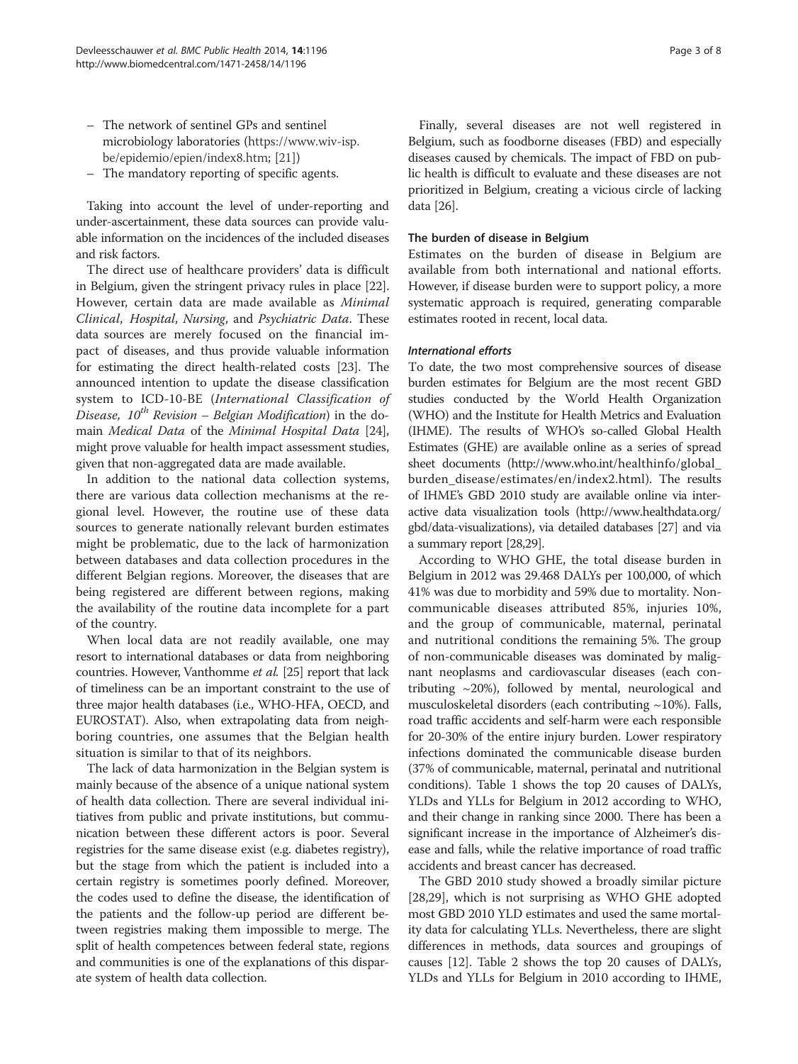– The network of sentinel GPs and sentinel microbiology laboratories (https://www.wiv-isp.be/epidemio/epien/index8.htm; [21])
– The mandatory reporting of specific agents.

Taking into account the level of under-reporting and under-ascertainment, these data sources can provide valuable information on the incidences of the included diseases and risk factors.

The direct use of healthcare providers' data is difficult in Belgium, given the stringent privacy rules in place [22]. However, certain data are made available as *Minimal Clinical*, *Hospital*, *Nursing*, and *Psychiatric Data*. These data sources are merely focused on the financial impact of diseases, and thus provide valuable information for estimating the direct health-related costs [23]. The announced intention to update the disease classification system to ICD-10-BE (*International Classification of Disease, 10th Revision – Belgian Modification*) in the domain *Medical Data* of the *Minimal Hospital Data* [24], might prove valuable for health impact assessment studies, given that non-aggregated data are made available.

In addition to the national data collection systems, there are various data collection mechanisms at the regional level. However, the routine use of these data sources to generate nationally relevant burden estimates might be problematic, due to the lack of harmonization between databases and data collection procedures in the different Belgian regions. Moreover, the diseases that are being registered are different between regions, making the availability of the routine data incomplete for a part of the country.

When local data are not readily available, one may resort to international databases or data from neighboring countries. However, Vanthomme *et al.* [25] report that lack of timeliness can be an important constraint to the use of three major health databases (i.e., WHO-HFA, OECD, and EUROSTAT). Also, when extrapolating data from neighboring countries, one assumes that the Belgian health situation is similar to that of its neighbors.

The lack of data harmonization in the Belgian system is mainly because of the absence of a unique national system of health data collection. There are several individual initiatives from public and private institutions, but communication between these different actors is poor. Several registries for the same disease exist (e.g. diabetes registry), but the stage from which the patient is included into a certain registry is sometimes poorly defined. Moreover, the codes used to define the disease, the identification of the patients and the follow-up period are different between registries making them impossible to merge. The split of health competences between federal state, regions and communities is one of the explanations of this disparate system of health data collection.

Finally, several diseases are not well registered in Belgium, such as foodborne diseases (FBD) and especially diseases caused by chemicals. The impact of FBD on public health is difficult to evaluate and these diseases are not prioritized in Belgium, creating a vicious circle of lacking data [26].

### The burden of disease in Belgium

Estimates on the burden of disease in Belgium are available from both international and national efforts. However, if disease burden were to support policy, a more systematic approach is required, generating comparable estimates rooted in recent, local data.

#### *International efforts*

To date, the two most comprehensive sources of disease burden estimates for Belgium are the most recent GBD studies conducted by the World Health Organization (WHO) and the Institute for Health Metrics and Evaluation (IHME). The results of WHO's so-called Global Health Estimates (GHE) are available online as a series of spread sheet documents (http://www.who.int/healthinfo/global_burden_disease/estimates/en/index2.html). The results of IHME's GBD 2010 study are available online via interactive data visualization tools (http://www.healthdata.org/gbd/data-visualizations), via detailed databases [27] and via a summary report [28,29].

According to WHO GHE, the total disease burden in Belgium in 2012 was 29.468 DALYs per 100,000, of which 41% was due to morbidity and 59% due to mortality. Non-communicable diseases attributed 85%, injuries 10%, and the group of communicable, maternal, perinatal and nutritional conditions the remaining 5%. The group of non-communicable diseases was dominated by malignant neoplasms and cardiovascular diseases (each contributing ~20%), followed by mental, neurological and musculoskeletal disorders (each contributing ~10%). Falls, road traffic accidents and self-harm were each responsible for 20-30% of the entire injury burden. Lower respiratory infections dominated the communicable disease burden (37% of communicable, maternal, perinatal and nutritional conditions). Table 1 shows the top 20 causes of DALYs, YLDs and YLLs for Belgium in 2012 according to WHO, and their change in ranking since 2000. There has been a significant increase in the importance of Alzheimer's disease and falls, while the relative importance of road traffic accidents and breast cancer has decreased.

The GBD 2010 study showed a broadly similar picture [28,29], which is not surprising as WHO GHE adopted most GBD 2010 YLD estimates and used the same mortality data for calculating YLLs. Nevertheless, there are slight differences in methods, data sources and groupings of causes [12]. Table 2 shows the top 20 causes of DALYs, YLDs and YLLs for Belgium in 2010 according to IHME,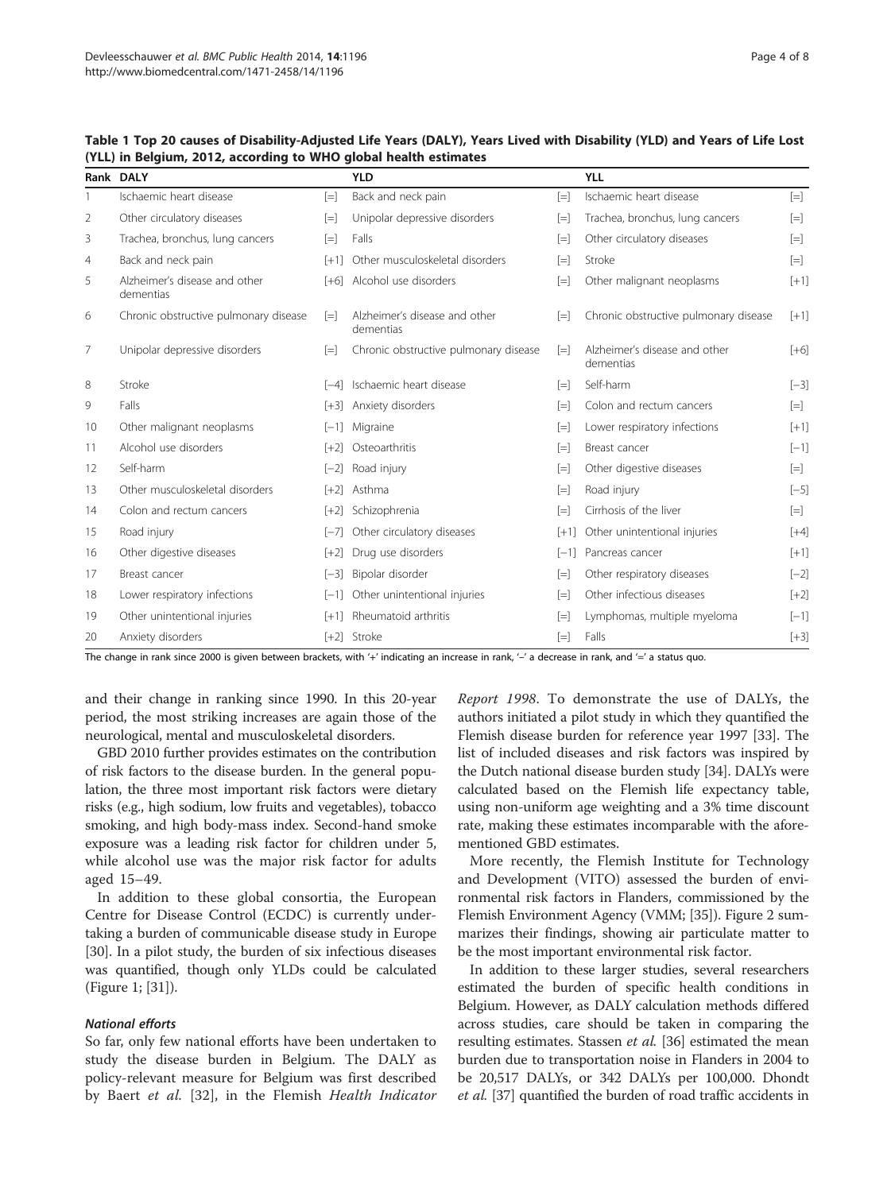**Table 1 Top 20 causes of Disability-Adjusted Life Years (DALY), Years Lived with Disability (YLD) and Years of Life Lost (YLL) in Belgium, 2012, according to WHO global health estimates**

| Rank | DALY | | YLD | | YLL | |
|---|---|---|---|---|---|---|
| 1 | Ischaemic heart disease | [=] | Back and neck pain | [=] | Ischaemic heart disease | [=] |
| 2 | Other circulatory diseases | [=] | Unipolar depressive disorders | [=] | Trachea, bronchus, lung cancers | [=] |
| 3 | Trachea, bronchus, lung cancers | [=] | Falls | [=] | Other circulatory diseases | [=] |
| 4 | Back and neck pain | [+1] | Other musculoskeletal disorders | [=] | Stroke | [=] |
| 5 | Alzheimer's disease and other dementias | [+6] | Alcohol use disorders | [=] | Other malignant neoplasms | [+1] |
| 6 | Chronic obstructive pulmonary disease | [=] | Alzheimer's disease and other dementias | [=] | Chronic obstructive pulmonary disease | [+1] |
| 7 | Unipolar depressive disorders | [=] | Chronic obstructive pulmonary disease | [=] | Alzheimer's disease and other dementias | [+6] |
| 8 | Stroke | [−4] | Ischaemic heart disease | [=] | Self-harm | [−3] |
| 9 | Falls | [+3] | Anxiety disorders | [=] | Colon and rectum cancers | [=] |
| 10 | Other malignant neoplasms | [−1] | Migraine | [=] | Lower respiratory infections | [+1] |
| 11 | Alcohol use disorders | [+2] | Osteoarthritis | [=] | Breast cancer | [−1] |
| 12 | Self-harm | [−2] | Road injury | [=] | Other digestive diseases | [=] |
| 13 | Other musculoskeletal disorders | [+2] | Asthma | [=] | Road injury | [−5] |
| 14 | Colon and rectum cancers | [+2] | Schizophrenia | [=] | Cirrhosis of the liver | [=] |
| 15 | Road injury | [−7] | Other circulatory diseases | [+1] | Other unintentional injuries | [+4] |
| 16 | Other digestive diseases | [+2] | Drug use disorders | [−1] | Pancreas cancer | [+1] |
| 17 | Breast cancer | [−3] | Bipolar disorder | [=] | Other respiratory diseases | [−2] |
| 18 | Lower respiratory infections | [−1] | Other unintentional injuries | [=] | Other infectious diseases | [+2] |
| 19 | Other unintentional injuries | [+1] | Rheumatoid arthritis | [=] | Lymphomas, multiple myeloma | [−1] |
| 20 | Anxiety disorders | [+2] | Stroke | [=] | Falls | [+3] |

The change in rank since 2000 is given between brackets, with '+' indicating an increase in rank, '−' a decrease in rank, and '=' a status quo.

and their change in ranking since 1990. In this 20-year period, the most striking increases are again those of the neurological, mental and musculoskeletal disorders.

GBD 2010 further provides estimates on the contribution of risk factors to the disease burden. In the general population, the three most important risk factors were dietary risks (e.g., high sodium, low fruits and vegetables), tobacco smoking, and high body-mass index. Second-hand smoke exposure was a leading risk factor for children under 5, while alcohol use was the major risk factor for adults aged 15–49.

In addition to these global consortia, the European Centre for Disease Control (ECDC) is currently undertaking a burden of communicable disease study in Europe [30]. In a pilot study, the burden of six infectious diseases was quantified, though only YLDs could be calculated (Figure 1; [31]).

#### National efforts

So far, only few national efforts have been undertaken to study the disease burden in Belgium. The DALY as policy-relevant measure for Belgium was first described by Baert *et al.* [32], in the Flemish *Health Indicator Report 1998*. To demonstrate the use of DALYs, the authors initiated a pilot study in which they quantified the Flemish disease burden for reference year 1997 [33]. The list of included diseases and risk factors was inspired by the Dutch national disease burden study [34]. DALYs were calculated based on the Flemish life expectancy table, using non-uniform age weighting and a 3% time discount rate, making these estimates incomparable with the aforementioned GBD estimates.

More recently, the Flemish Institute for Technology and Development (VITO) assessed the burden of environmental risk factors in Flanders, commissioned by the Flemish Environment Agency (VMM; [35]). Figure 2 summarizes their findings, showing air particulate matter to be the most important environmental risk factor.

In addition to these larger studies, several researchers estimated the burden of specific health conditions in Belgium. However, as DALY calculation methods differed across studies, care should be taken in comparing the resulting estimates. Stassen *et al.* [36] estimated the mean burden due to transportation noise in Flanders in 2004 to be 20,517 DALYs, or 342 DALYs per 100,000. Dhondt *et al.* [37] quantified the burden of road traffic accidents in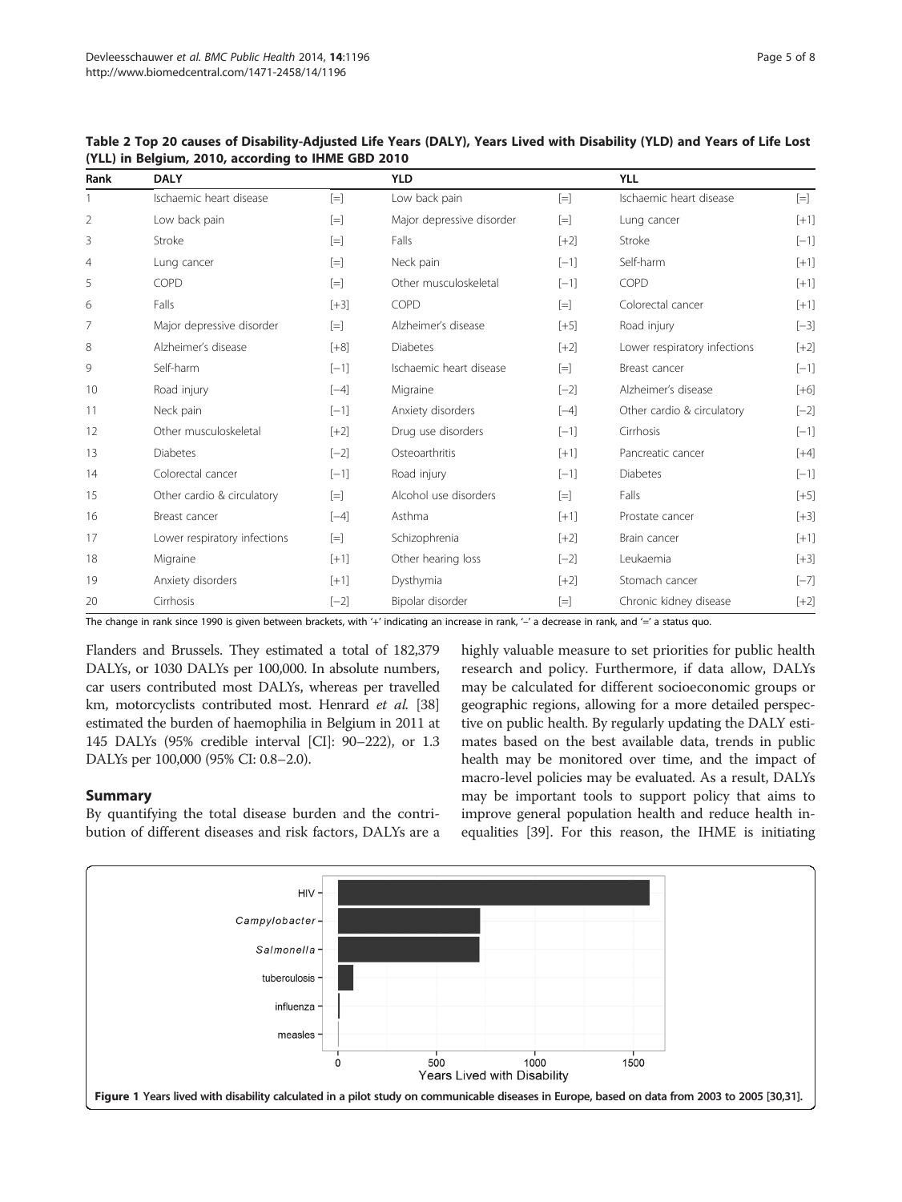**Table 2 Top 20 causes of Disability-Adjusted Life Years (DALY), Years Lived with Disability (YLD) and Years of Life Lost (YLL) in Belgium, 2010, according to IHME GBD 2010**

| Rank | DALY | | YLD | | YLL | |
|---|---|---|---|---|---|---|
| 1 | Ischaemic heart disease | [=] | Low back pain | [=] | Ischaemic heart disease | [=] |
| 2 | Low back pain | [=] | Major depressive disorder | [=] | Lung cancer | [+1] |
| 3 | Stroke | [=] | Falls | [+2] | Stroke | [−1] |
| 4 | Lung cancer | [=] | Neck pain | [−1] | Self-harm | [+1] |
| 5 | COPD | [=] | Other musculoskeletal | [−1] | COPD | [+1] |
| 6 | Falls | [+3] | COPD | [=] | Colorectal cancer | [+1] |
| 7 | Major depressive disorder | [=] | Alzheimer's disease | [+5] | Road injury | [−3] |
| 8 | Alzheimer's disease | [+8] | Diabetes | [+2] | Lower respiratory infections | [+2] |
| 9 | Self-harm | [−1] | Ischaemic heart disease | [=] | Breast cancer | [−1] |
| 10 | Road injury | [−4] | Migraine | [−2] | Alzheimer's disease | [+6] |
| 11 | Neck pain | [−1] | Anxiety disorders | [−4] | Other cardio & circulatory | [−2] |
| 12 | Other musculoskeletal | [+2] | Drug use disorders | [−1] | Cirrhosis | [−1] |
| 13 | Diabetes | [−2] | Osteoarthritis | [+1] | Pancreatic cancer | [+4] |
| 14 | Colorectal cancer | [−1] | Road injury | [−1] | Diabetes | [−1] |
| 15 | Other cardio & circulatory | [=] | Alcohol use disorders | [=] | Falls | [+5] |
| 16 | Breast cancer | [−4] | Asthma | [+1] | Prostate cancer | [+3] |
| 17 | Lower respiratory infections | [=] | Schizophrenia | [+2] | Brain cancer | [+1] |
| 18 | Migraine | [+1] | Other hearing loss | [−2] | Leukaemia | [+3] |
| 19 | Anxiety disorders | [+1] | Dysthymia | [+2] | Stomach cancer | [−7] |
| 20 | Cirrhosis | [−2] | Bipolar disorder | [=] | Chronic kidney disease | [+2] |

The change in rank since 1990 is given between brackets, with '+' indicating an increase in rank, '−' a decrease in rank, and '=' a status quo.

Flanders and Brussels. They estimated a total of 182,379 DALYs, or 1030 DALYs per 100,000. In absolute numbers, car users contributed most DALYs, whereas per travelled km, motorcyclists contributed most. Henrard *et al.* [38] estimated the burden of haemophilia in Belgium in 2011 at 145 DALYs (95% credible interval [CI]: 90–222), or 1.3 DALYs per 100,000 (95% CI: 0.8–2.0).

## Summary

By quantifying the total disease burden and the contribution of different diseases and risk factors, DALYs are a highly valuable measure to set priorities for public health research and policy. Furthermore, if data allow, DALYs may be calculated for different socioeconomic groups or geographic regions, allowing for a more detailed perspective on public health. By regularly updating the DALY estimates based on the best available data, trends in public health may be monitored over time, and the impact of macro-level policies may be evaluated. As a result, DALYs may be important tools to support policy that aims to improve general population health and reduce health inequalities [39]. For this reason, the IHME is initiating

**Figure 1** Years lived with disability calculated in a pilot study on communicable diseases in Europe, based on data from 2003 to 2005 [30,31].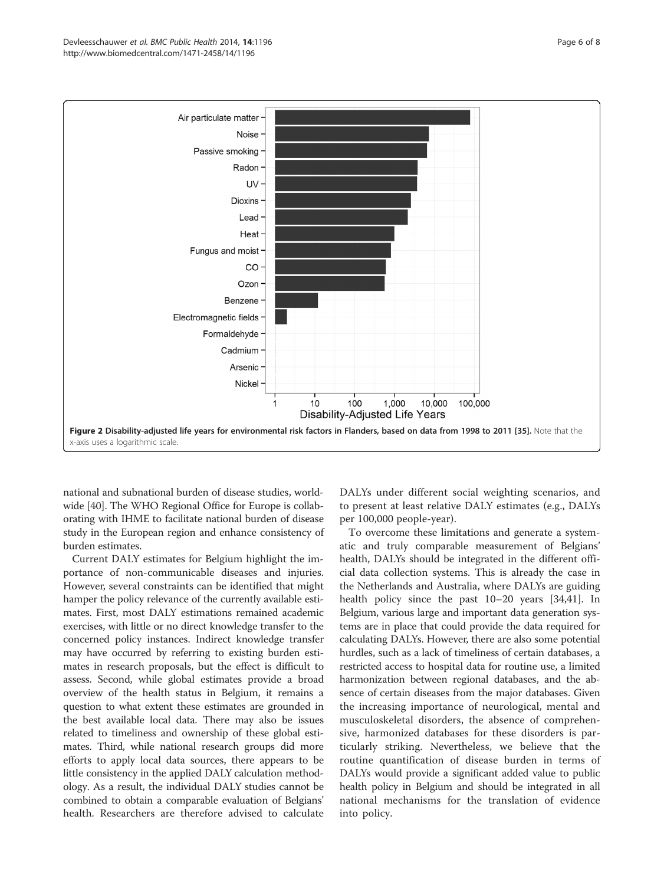Air particulate matter
Noise
Passive smoking
Radon
UV
Dioxins
Lead
Heat
Fungus and moist
CO
Ozon
Benzene
Electromagnetic fields
Formaldehyde
Cadmium
Arsenic
Nickel

1 10 100 1,000 10,000 100,000

Disability-Adjusted Life Years

**Figure 2 Disability-adjusted life years for environmental risk factors in Flanders, based on data from 1998 to 2011 [35].** Note that the x-axis uses a logarithmic scale.

national and subnational burden of disease studies, worldwide [40]. The WHO Regional Office for Europe is collaborating with IHME to facilitate national burden of disease study in the European region and enhance consistency of burden estimates.

Current DALY estimates for Belgium highlight the importance of non-communicable diseases and injuries. However, several constraints can be identified that might hamper the policy relevance of the currently available estimates. First, most DALY estimations remained academic exercises, with little or no direct knowledge transfer to the concerned policy instances. Indirect knowledge transfer may have occurred by referring to existing burden estimates in research proposals, but the effect is difficult to assess. Second, while global estimates provide a broad overview of the health status in Belgium, it remains a question to what extent these estimates are grounded in the best available local data. There may also be issues related to timeliness and ownership of these global estimates. Third, while national research groups did more efforts to apply local data sources, there appears to be little consistency in the applied DALY calculation methodology. As a result, the individual DALY studies cannot be combined to obtain a comparable evaluation of Belgians' health. Researchers are therefore advised to calculate DALYs under different social weighting scenarios, and to present at least relative DALY estimates (e.g., DALYs per 100,000 people-year).

To overcome these limitations and generate a systematic and truly comparable measurement of Belgians' health, DALYs should be integrated in the different official data collection systems. This is already the case in the Netherlands and Australia, where DALYs are guiding health policy since the past 10–20 years [34,41]. In Belgium, various large and important data generation systems are in place that could provide the data required for calculating DALYs. However, there are also some potential hurdles, such as a lack of timeliness of certain databases, a restricted access to hospital data for routine use, a limited harmonization between regional databases, and the absence of certain diseases from the major databases. Given the increasing importance of neurological, mental and musculoskeletal disorders, the absence of comprehensive, harmonized databases for these disorders is particularly striking. Nevertheless, we believe that the routine quantification of disease burden in terms of DALYs would provide a significant added value to public health policy in Belgium and should be integrated in all national mechanisms for the translation of evidence into policy.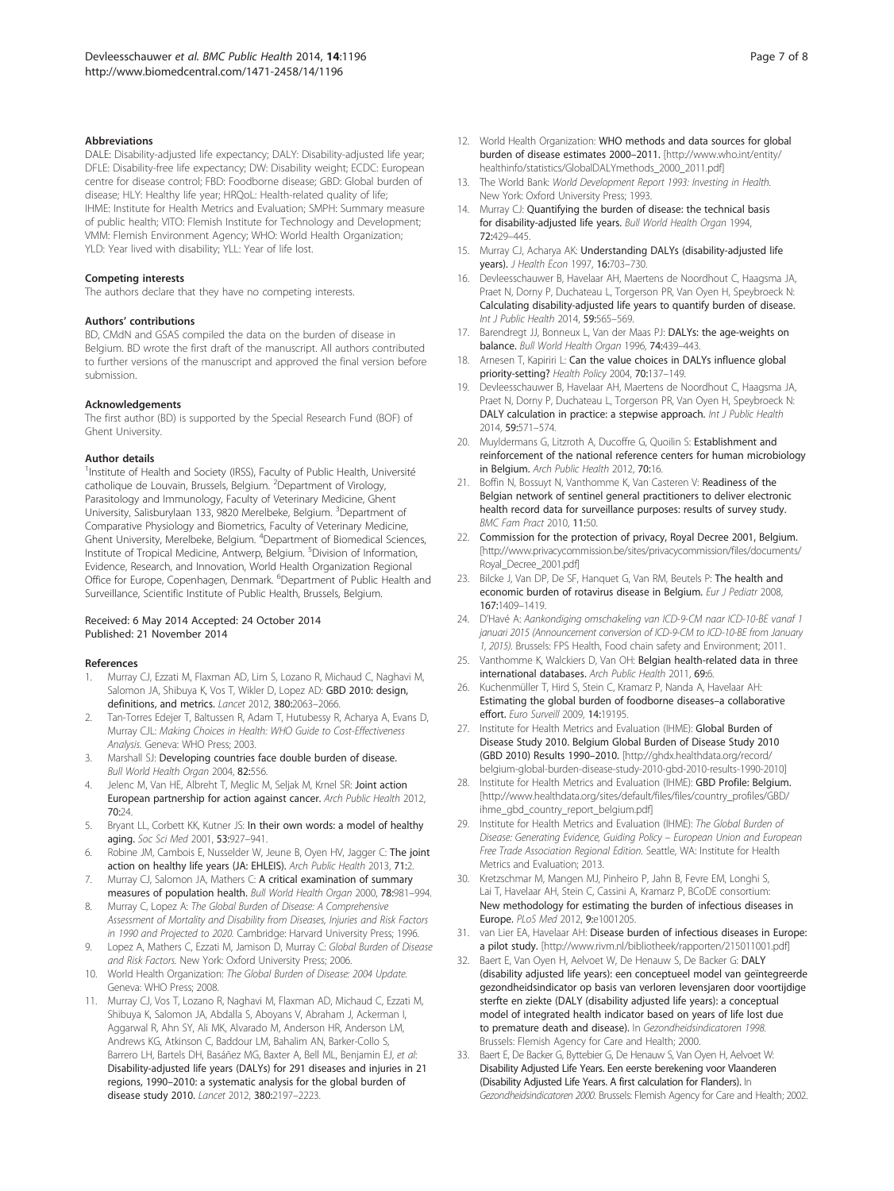### Abbreviations

DALE: Disability-adjusted life expectancy; DALY: Disability-adjusted life year; DFLE: Disability-free life expectancy; DW: Disability weight; ECDC: European centre for disease control; FBD: Foodborne disease; GBD: Global burden of disease; HLY: Healthy life year; HRQoL: Health-related quality of life; IHME: Institute for Health Metrics and Evaluation; SMPH: Summary measure of public health; VITO: Flemish Institute for Technology and Development; VMM: Flemish Environment Agency; WHO: World Health Organization; YLD: Year lived with disability; YLL: Year of life lost.

### Competing interests

The authors declare that they have no competing interests.

### Authors' contributions

BD, CMdN and GSAS compiled the data on the burden of disease in Belgium. BD wrote the first draft of the manuscript. All authors contributed to further versions of the manuscript and approved the final version before submission.

### Acknowledgements

The first author (BD) is supported by the Special Research Fund (BOF) of Ghent University.

### Author details

[1]Institute of Health and Society (IRSS), Faculty of Public Health, Université catholique de Louvain, Brussels, Belgium. [2]Department of Virology, Parasitology and Immunology, Faculty of Veterinary Medicine, Ghent University, Salisburylaan 133, 9820 Merelbeke, Belgium. [3]Department of Comparative Physiology and Biometrics, Faculty of Veterinary Medicine, Ghent University, Merelbeke, Belgium. [4]Department of Biomedical Sciences, Institute of Tropical Medicine, Antwerp, Belgium. [5]Division of Information, Evidence, Research, and Innovation, World Health Organization Regional Office for Europe, Copenhagen, Denmark. [6]Department of Public Health and Surveillance, Scientific Institute of Public Health, Brussels, Belgium.

Received: 6 May 2014 Accepted: 24 October 2014
Published: 21 November 2014

### References

1. Murray CJ, Ezzati M, Flaxman AD, Lim S, Lozano R, Michaud C, Naghavi M, Salomon JA, Shibuya K, Vos T, Wikler D, Lopez AD: **GBD 2010: design, definitions, and metrics.** *Lancet* 2012, **380:**2063–2066.
2. Tan-Torres Edejer T, Baltussen R, Adam T, Hutubessy R, Acharya A, Evans D, Murray CJL: *Making Choices in Health: WHO Guide to Cost-Effectiveness Analysis.* Geneva: WHO Press; 2003.
3. Marshall SJ: **Developing countries face double burden of disease.** *Bull World Health Organ* 2004, **82:**556.
4. Jelenc M, Van HE, Albreht T, Meglic M, Seljak M, Krnel SR: **Joint action European partnership for action against cancer.** *Arch Public Health* 2012, **70:**24.
5. Bryant LL, Corbett KK, Kutner JS: **In their own words: a model of healthy aging.** *Soc Sci Med* 2001, **53:**927–941.
6. Robine JM, Cambois E, Nusselder W, Jeune B, Oyen HV, Jagger C: **The joint action on healthy life years (JA: EHLEIS).** *Arch Public Health* 2013, **71:**2.
7. Murray CJ, Salomon JA, Mathers C: **A critical examination of summary measures of population health.** *Bull World Health Organ* 2000, **78:**981–994.
8. Murray C, Lopez A: *The Global Burden of Disease: A Comprehensive Assessment of Mortality and Disability from Diseases, Injuries and Risk Factors in 1990 and Projected to 2020.* Cambridge: Harvard University Press; 1996.
9. Lopez A, Mathers C, Ezzati M, Jamison D, Murray C: *Global Burden of Disease and Risk Factors.* New York: Oxford University Press; 2006.
10. World Health Organization: *The Global Burden of Disease: 2004 Update.* Geneva: WHO Press; 2008.
11. Murray CJ, Vos T, Lozano R, Naghavi M, Flaxman AD, Michaud C, Ezzati M, Shibuya K, Salomon JA, Abdalla S, Aboyans V, Abraham J, Ackerman I, Aggarwal R, Ahn SY, Ali MK, Alvarado M, Anderson HR, Anderson LM, Andrews KG, Atkinson C, Baddour LM, Bahalim AN, Barker-Collo S, Barrero LH, Bartels DH, Basáñez MG, Baxter A, Bell ML, Benjamin EJ, *et al*: **Disability-adjusted life years (DALYs) for 291 diseases and injuries in 21 regions, 1990–2010: a systematic analysis for the global burden of disease study 2010.** *Lancet* 2012, **380:**2197–2223.
12. World Health Organization: **WHO methods and data sources for global burden of disease estimates 2000–2011.** [http://www.who.int/entity/healthinfo/statistics/GlobalDALYmethods_2000_2011.pdf]
13. The World Bank: *World Development Report 1993: Investing in Health.* New York: Oxford University Press; 1993.
14. Murray CJ: **Quantifying the burden of disease: the technical basis for disability-adjusted life years.** *Bull World Health Organ* 1994, **72:**429–445.
15. Murray CJ, Acharya AK: **Understanding DALYs (disability-adjusted life years).** *J Health Econ* 1997, **16:**703–730.
16. Devleesschauwer B, Havelaar AH, Maertens de Noordhout C, Haagsma JA, Praet N, Dorny P, Duchateau L, Torgerson PR, Van Oyen H, Speybroeck N: **Calculating disability-adjusted life years to quantify burden of disease.** *Int J Public Health* 2014, **59:**565–569.
17. Barendregt JJ, Bonneux L, Van der Maas PJ: **DALYs: the age-weights on balance.** *Bull World Health Organ* 1996, **74:**439–443.
18. Arnesen T, Kapiriri L: **Can the value choices in DALYs influence global priority-setting?** *Health Policy* 2004, **70:**137–149.
19. Devleesschauwer B, Havelaar AH, Maertens de Noordhout C, Haagsma JA, Praet N, Dorny P, Duchateau L, Torgerson PR, Van Oyen H, Speybroeck N: **DALY calculation in practice: a stepwise approach.** *Int J Public Health* 2014, **59:**571–574.
20. Muyldermans G, Litzroth A, Ducoffre G, Quoilin S: **Establishment and reinforcement of the national reference centers for human microbiology in Belgium.** *Arch Public Health* 2012, **70:**16.
21. Boffin N, Bossuyt N, Vanthomme K, Van Casteren V: **Readiness of the Belgian network of sentinel general practitioners to deliver electronic health record data for surveillance purposes: results of survey study.** *BMC Fam Pract* 2010, **11:**50.
22. Commission for the protection of privacy, Royal Decree 2001, Belgium. [http://www.privacycommission.be/sites/privacycommission/files/documents/Royal_Decree_2001.pdf]
23. Bilcke J, Van DP, De SF, Hanquet G, Van RM, Beutels P: **The health and economic burden of rotavirus disease in Belgium.** *Eur J Pediatr* 2008, **167:**1409–1419.
24. D'Havé A: *Aankondiging omschakeling van ICD-9-CM naar ICD-10-BE vanaf 1 januari 2015 (Announcement conversion of ICD-9-CM to ICD-10-BE from January 1, 2015).* Brussels: FPS Health, Food chain safety and Environment; 2011.
25. Vanthomme K, Walckiers D, Van OH: **Belgian health-related data in three international databases.** *Arch Public Health* 2011, **69:**6.
26. Kuchenmüller T, Hird S, Stein C, Kramarz P, Nanda A, Havelaar AH: **Estimating the global burden of foodborne diseases–a collaborative effort.** *Euro Surveill* 2009, **14:**19195.
27. Institute for Health Metrics and Evaluation (IHME): **Global Burden of Disease Study 2010. Belgium Global Burden of Disease Study 2010 (GBD 2010) Results 1990–2010.** [http://ghdx.healthdata.org/record/belgium-global-burden-disease-study-2010-gbd-2010-results-1990-2010]
28. Institute for Health Metrics and Evaluation (IHME): **GBD Profile: Belgium.** [http://www.healthdata.org/sites/default/files/files/country_profiles/GBD/ihme_gbd_country_report_belgium.pdf]
29. Institute for Health Metrics and Evaluation (IHME): *The Global Burden of Disease: Generating Evidence, Guiding Policy – European Union and European Free Trade Association Regional Edition.* Seattle, WA: Institute for Health Metrics and Evaluation; 2013.
30. Kretzschmar M, Mangen MJ, Pinheiro P, Jahn B, Fevre EM, Longhi S, Lai T, Havelaar AH, Stein C, Cassini A, Kramarz P, BCoDE consortium: **New methodology for estimating the burden of infectious diseases in Europe.** *PLoS Med* 2012, **9:**e1001205.
31. van Lier EA, Havelaar AH: **Disease burden of infectious diseases in Europe: a pilot study.** [http://www.rivm.nl/bibliotheek/rapporten/215011001.pdf]
32. Baert E, Van Oyen H, Aelvoet W, De Henauw S, De Backer G: **DALY (disability adjusted life years): een conceptueel model van geïntegreerde gezondheidsindicator op basis van verloren levensjaren door voortijdige sterfte en ziekte (DALY (disability adjusted life years): a conceptual model of integrated health indicator based on years of life lost due to premature death and disease).** In *Gezondheidsindicatoren 1998.* Brussels: Flemish Agency for Care and Health; 2000.
33. Baert E, De Backer G, Byttebier G, De Henauw S, Van Oyen H, Aelvoet W: **Disability Adjusted Life Years. Een eerste berekening voor Vlaanderen (Disability Adjusted Life Years. A first calculation for Flanders).** In *Gezondheidsindicatoren 2000.* Brussels: Flemish Agency for Care and Health; 2002.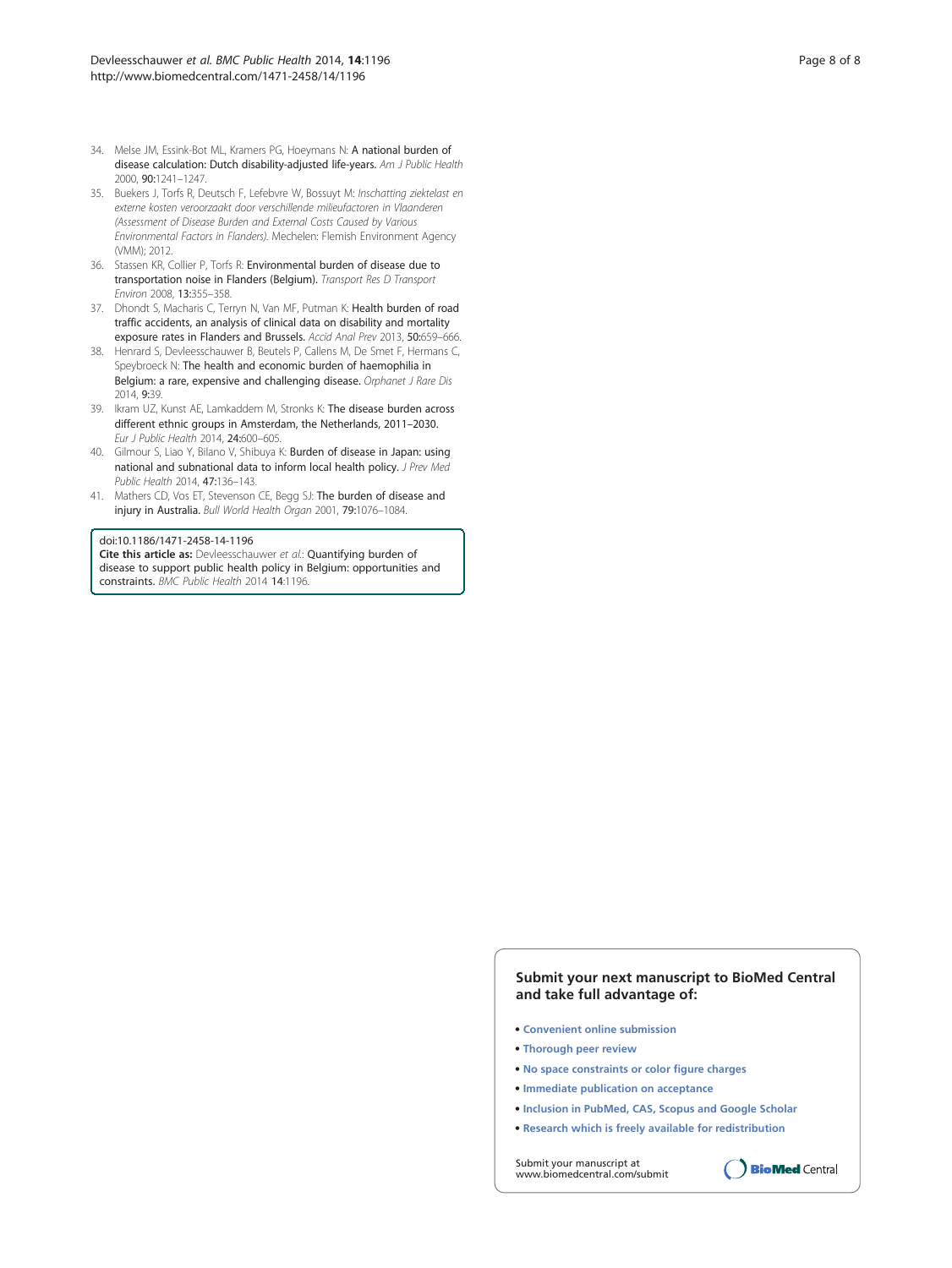34. Melse JM, Essink-Bot ML, Kramers PG, Hoeymans N: A national burden of disease calculation: Dutch disability-adjusted life-years. *Am J Public Health* 2000, **90:**1241–1247.
35. Buekers J, Torfs R, Deutsch F, Lefebvre W, Bossuyt M: *Inschatting ziektelast en externe kosten veroorzaakt door verschillende milieufactoren in Vlaanderen (Assessment of Disease Burden and External Costs Caused by Various Environmental Factors in Flanders).* Mechelen: Flemish Environment Agency (VMM); 2012.
36. Stassen KR, Collier P, Torfs R: Environmental burden of disease due to transportation noise in Flanders (Belgium). *Transport Res D Transport Environ* 2008, **13:**355–358.
37. Dhondt S, Macharis C, Terryn N, Van MF, Putman K: Health burden of road traffic accidents, an analysis of clinical data on disability and mortality exposure rates in Flanders and Brussels. *Accid Anal Prev* 2013, **50:**659–666.
38. Henrard S, Devleesschauwer B, Beutels P, Callens M, De Smet F, Hermans C, Speybroeck N: The health and economic burden of haemophilia in Belgium: a rare, expensive and challenging disease. *Orphanet J Rare Dis* 2014, **9:**39.
39. Ikram UZ, Kunst AE, Lamkaddem M, Stronks K: The disease burden across different ethnic groups in Amsterdam, the Netherlands, 2011–2030. *Eur J Public Health* 2014, **24:**600–605.
40. Gilmour S, Liao Y, Bilano V, Shibuya K: Burden of disease in Japan: using national and subnational data to inform local health policy. *J Prev Med Public Health* 2014, **47:**136–143.
41. Mathers CD, Vos ET, Stevenson CE, Begg SJ: The burden of disease and injury in Australia. *Bull World Health Organ* 2001, **79:**1076–1084.

doi:10.1186/1471-2458-14-1196

**Cite this article as:** Devleesschauwer *et al.*: Quantifying burden of disease to support public health policy in Belgium: opportunities and constraints. *BMC Public Health* 2014 **14**:1196.

**Submit your next manuscript to BioMed Central and take full advantage of:**

- **Convenient online submission**
- **Thorough peer review**
- **No space constraints or color figure charges**
- **Immediate publication on acceptance**
- **Inclusion in PubMed, CAS, Scopus and Google Scholar**
- **Research which is freely available for redistribution**

Submit your manuscript at www.biomedcentral.com/submit

BioMed Central